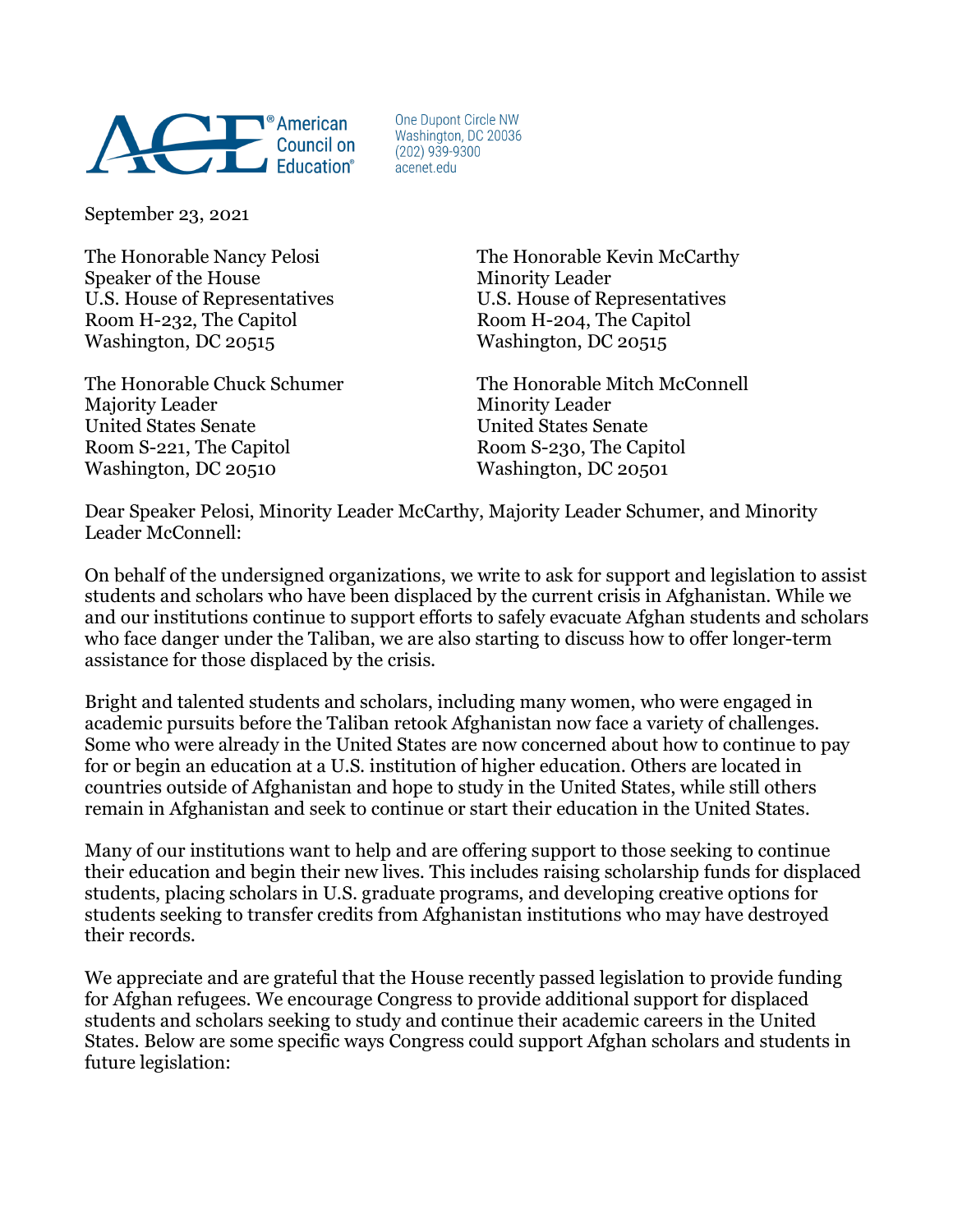American Council on Education®

One Dupont Circle NW
Washington, DC 20036
(202) 939-9300
acenet.edu

September 23, 2021

The Honorable Nancy Pelosi
Speaker of the House
U.S. House of Representatives
Room H-232, The Capitol
Washington, DC 20515

The Honorable Kevin McCarthy
Minority Leader
U.S. House of Representatives
Room H-204, The Capitol
Washington, DC 20515

The Honorable Chuck Schumer
Majority Leader
United States Senate
Room S-221, The Capitol
Washington, DC 20510

The Honorable Mitch McConnell
Minority Leader
United States Senate
Room S-230, The Capitol
Washington, DC 20501

Dear Speaker Pelosi, Minority Leader McCarthy, Majority Leader Schumer, and Minority Leader McConnell:

On behalf of the undersigned organizations, we write to ask for support and legislation to assist students and scholars who have been displaced by the current crisis in Afghanistan. While we and our institutions continue to support efforts to safely evacuate Afghan students and scholars who face danger under the Taliban, we are also starting to discuss how to offer longer-term assistance for those displaced by the crisis.

Bright and talented students and scholars, including many women, who were engaged in academic pursuits before the Taliban retook Afghanistan now face a variety of challenges. Some who were already in the United States are now concerned about how to continue to pay for or begin an education at a U.S. institution of higher education. Others are located in countries outside of Afghanistan and hope to study in the United States, while still others remain in Afghanistan and seek to continue or start their education in the United States.

Many of our institutions want to help and are offering support to those seeking to continue their education and begin their new lives. This includes raising scholarship funds for displaced students, placing scholars in U.S. graduate programs, and developing creative options for students seeking to transfer credits from Afghanistan institutions who may have destroyed their records.

We appreciate and are grateful that the House recently passed legislation to provide funding for Afghan refugees. We encourage Congress to provide additional support for displaced students and scholars seeking to study and continue their academic careers in the United States. Below are some specific ways Congress could support Afghan scholars and students in future legislation: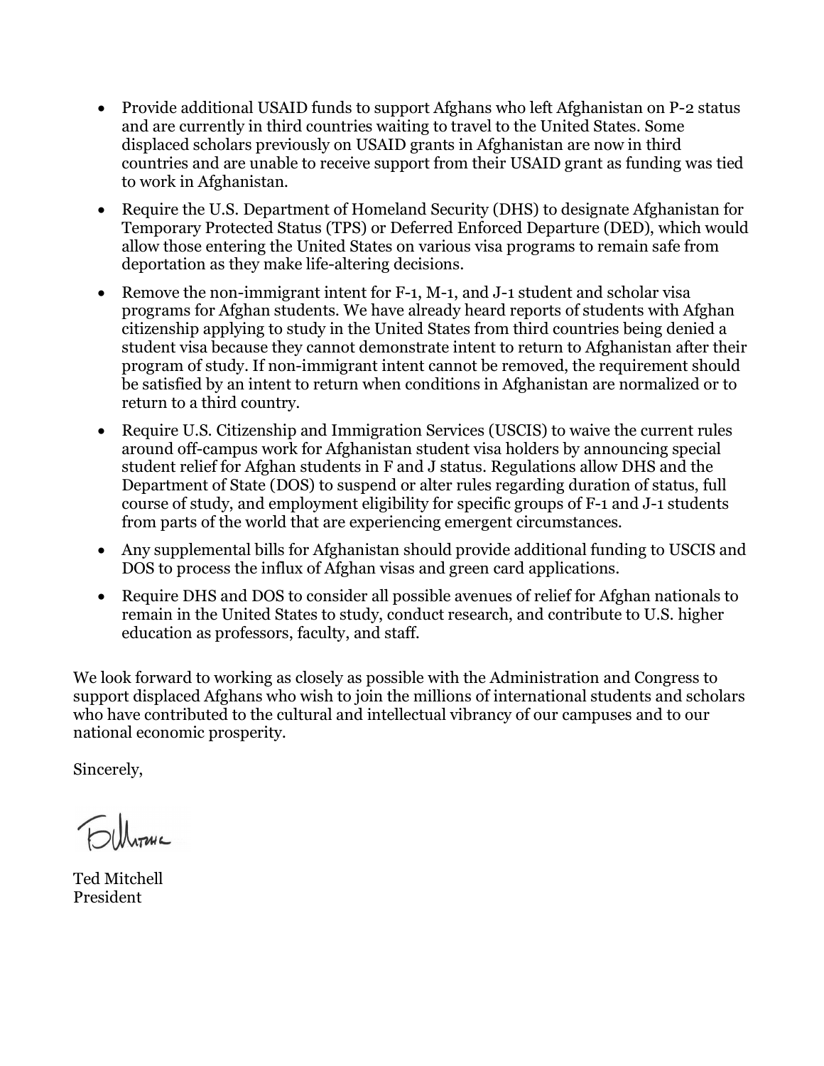- Provide additional USAID funds to support Afghans who left Afghanistan on P-2 status and are currently in third countries waiting to travel to the United States. Some displaced scholars previously on USAID grants in Afghanistan are now in third countries and are unable to receive support from their USAID grant as funding was tied to work in Afghanistan.
- Require the U.S. Department of Homeland Security (DHS) to designate Afghanistan for Temporary Protected Status (TPS) or Deferred Enforced Departure (DED), which would allow those entering the United States on various visa programs to remain safe from deportation as they make life-altering decisions.
- Remove the non-immigrant intent for F-1, M-1, and J-1 student and scholar visa programs for Afghan students. We have already heard reports of students with Afghan citizenship applying to study in the United States from third countries being denied a student visa because they cannot demonstrate intent to return to Afghanistan after their program of study. If non-immigrant intent cannot be removed, the requirement should be satisfied by an intent to return when conditions in Afghanistan are normalized or to return to a third country.
- Require U.S. Citizenship and Immigration Services (USCIS) to waive the current rules around off-campus work for Afghanistan student visa holders by announcing special student relief for Afghan students in F and J status. Regulations allow DHS and the Department of State (DOS) to suspend or alter rules regarding duration of status, full course of study, and employment eligibility for specific groups of F-1 and J-1 students from parts of the world that are experiencing emergent circumstances.
- Any supplemental bills for Afghanistan should provide additional funding to USCIS and DOS to process the influx of Afghan visas and green card applications.
- Require DHS and DOS to consider all possible avenues of relief for Afghan nationals to remain in the United States to study, conduct research, and contribute to U.S. higher education as professors, faculty, and staff.

We look forward to working as closely as possible with the Administration and Congress to support displaced Afghans who wish to join the millions of international students and scholars who have contributed to the cultural and intellectual vibrancy of our campuses and to our national economic prosperity.

Sincerely,

Ted Mitchell
President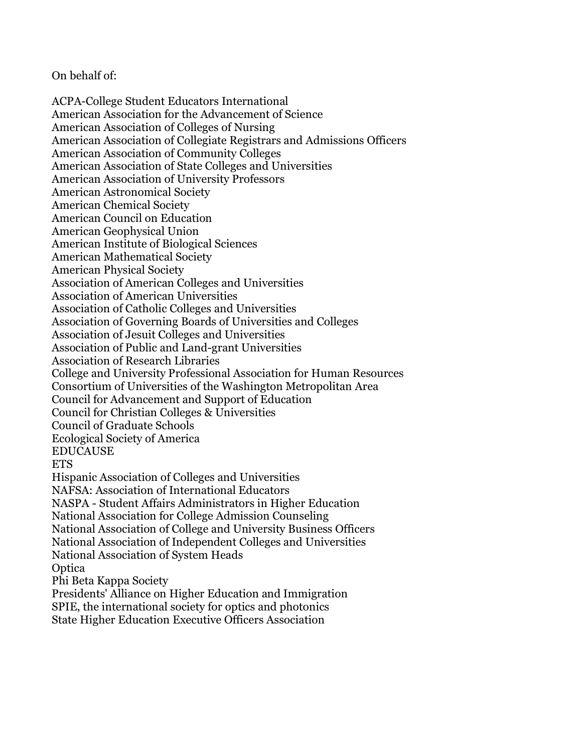On behalf of:

ACPA-College Student Educators International
American Association for the Advancement of Science
American Association of Colleges of Nursing
American Association of Collegiate Registrars and Admissions Officers
American Association of Community Colleges
American Association of State Colleges and Universities
American Association of University Professors
American Astronomical Society
American Chemical Society
American Council on Education
American Geophysical Union
American Institute of Biological Sciences
American Mathematical Society
American Physical Society
Association of American Colleges and Universities
Association of American Universities
Association of Catholic Colleges and Universities
Association of Governing Boards of Universities and Colleges
Association of Jesuit Colleges and Universities
Association of Public and Land-grant Universities
Association of Research Libraries
College and University Professional Association for Human Resources
Consortium of Universities of the Washington Metropolitan Area
Council for Advancement and Support of Education
Council for Christian Colleges & Universities
Council of Graduate Schools
Ecological Society of America
EDUCAUSE
ETS
Hispanic Association of Colleges and Universities
NAFSA: Association of International Educators
NASPA - Student Affairs Administrators in Higher Education
National Association for College Admission Counseling
National Association of College and University Business Officers
National Association of Independent Colleges and Universities
National Association of System Heads
Optica
Phi Beta Kappa Society
Presidents' Alliance on Higher Education and Immigration
SPIE, the international society for optics and photonics
State Higher Education Executive Officers Association